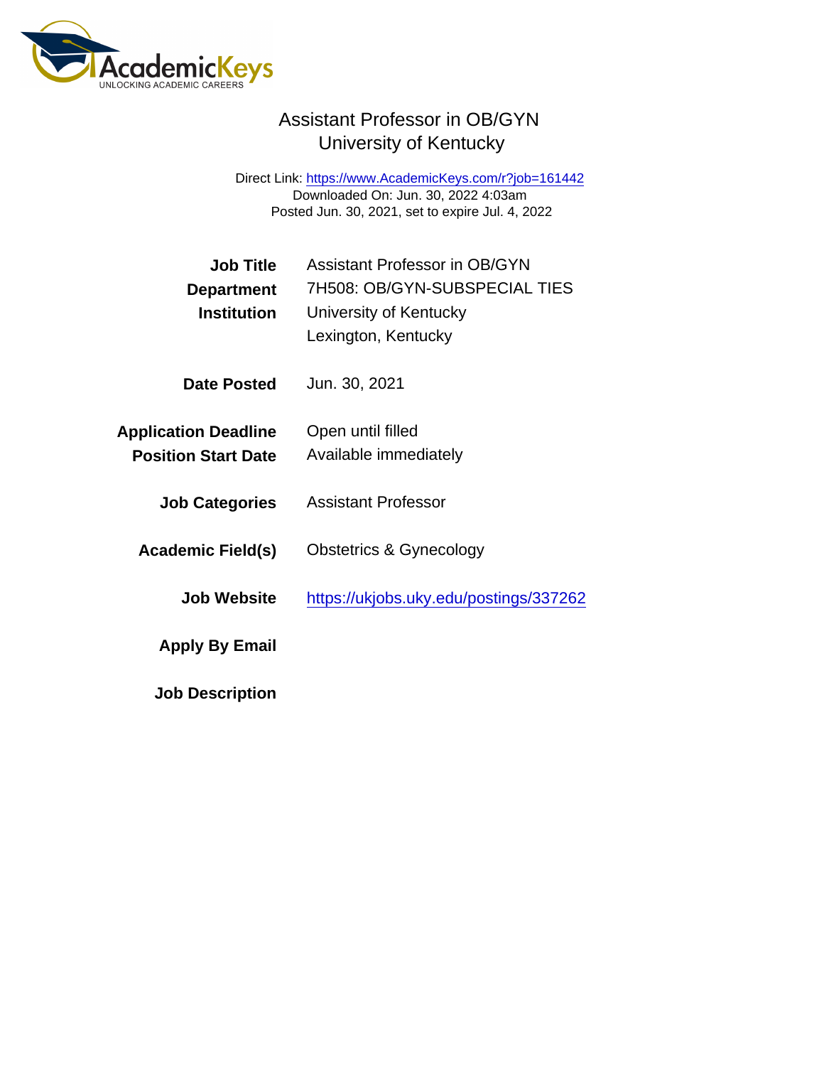# Assistant Professor in OB/GYN
## University of Kentucky

Direct Link: https://www.AcademicKeys.com/r?job=161442
Downloaded On: Jun. 30, 2022 4:03am
Posted Jun. 30, 2021, set to expire Jul. 4, 2022

**Job Title** Assistant Professor in OB/GYN
**Department** 7H508: OB/GYN-SUBSPECIAL TIES
**Institution** University of Kentucky
Lexington, Kentucky

**Date Posted** Jun. 30, 2021

**Application Deadline** Open until filled
**Position Start Date** Available immediately

**Job Categories** Assistant Professor

**Academic Field(s)** Obstetrics & Gynecology

**Job Website** https://ukjobs.uky.edu/postings/337262

**Apply By Email**

**Job Description**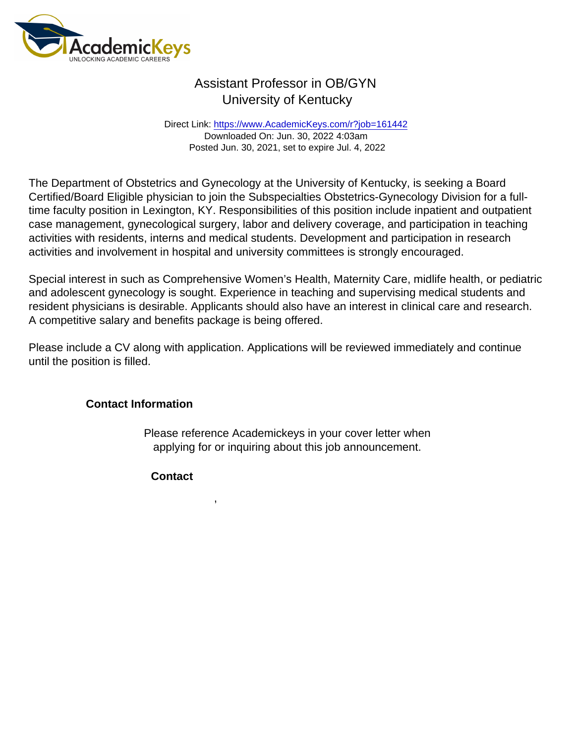# Assistant Professor in OB/GYN
## University of Kentucky

Direct Link: https://www.AcademicKeys.com/r?job=161442
Downloaded On: Jun. 30, 2022 4:03am
Posted Jun. 30, 2021, set to expire Jul. 4, 2022

The Department of Obstetrics and Gynecology at the University of Kentucky, is seeking a Board Certified/Board Eligible physician to join the Subspecialties Obstetrics-Gynecology Division for a full-time faculty position in Lexington, KY. Responsibilities of this position include inpatient and outpatient case management, gynecological surgery, labor and delivery coverage, and participation in teaching activities with residents, interns and medical students. Development and participation in research activities and involvement in hospital and university committees is strongly encouraged.

Special interest in such as Comprehensive Women's Health, Maternity Care, midlife health, or pediatric and adolescent gynecology is sought. Experience in teaching and supervising medical students and resident physicians is desirable. Applicants should also have an interest in clinical care and research. A competitive salary and benefits package is being offered.

Please include a CV along with application. Applications will be reviewed immediately and continue until the position is filled.

**Contact Information**

Please reference Academickeys in your cover letter when applying for or inquiring about this job announcement.

**Contact**

,